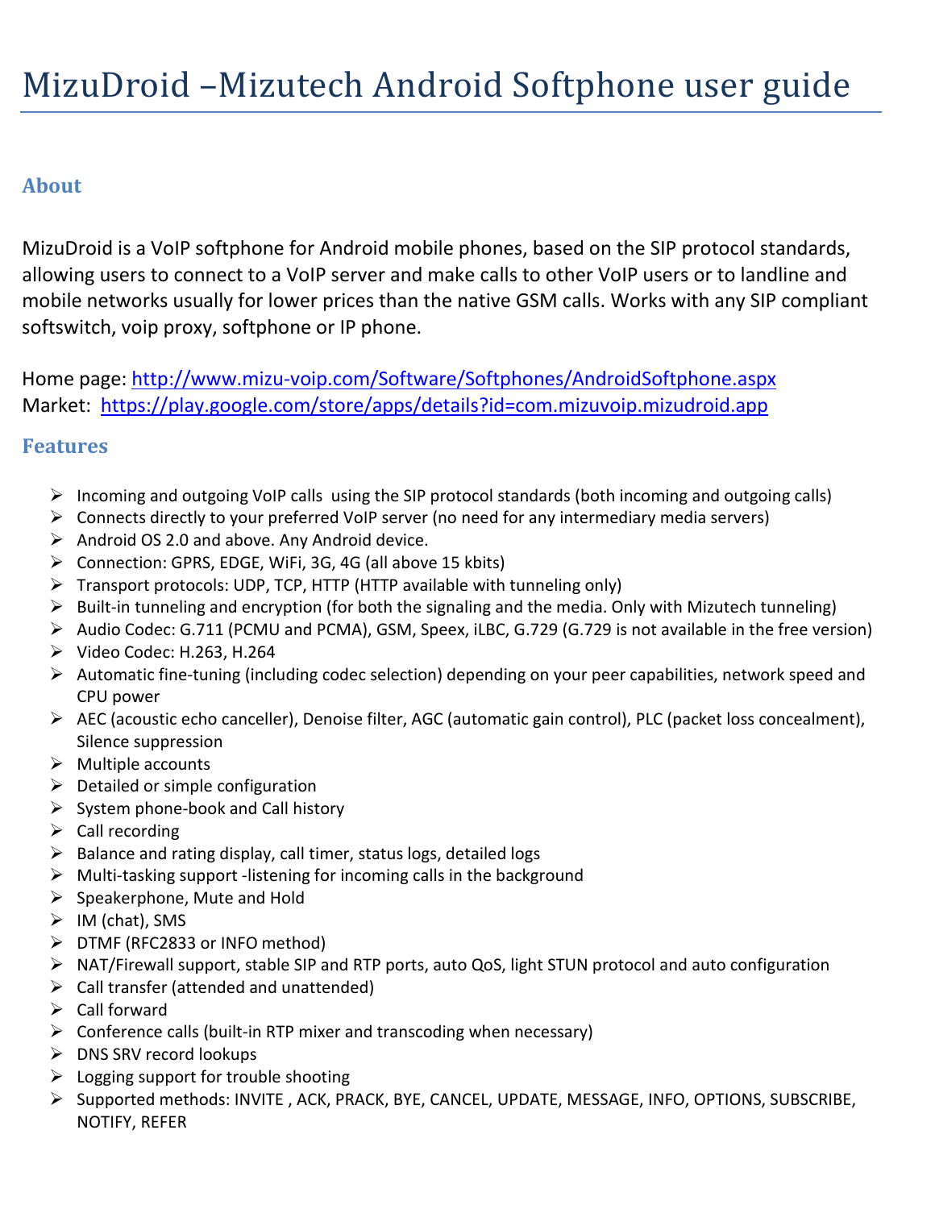# MizuDroid –Mizutech Android Softphone user guide

## About

MizuDroid is a VoIP softphone for Android mobile phones, based on the SIP protocol standards, allowing users to connect to a VoIP server and make calls to other VoIP users or to landline and mobile networks usually for lower prices than the native GSM calls. Works with any SIP compliant softswitch, voip proxy, softphone or IP phone.

Home page: http://www.mizu-voip.com/Software/Softphones/AndroidSoftphone.aspx
Market: https://play.google.com/store/apps/details?id=com.mizuvoip.mizudroid.app

## Features

- Incoming and outgoing VoIP calls using the SIP protocol standards (both incoming and outgoing calls)
- Connects directly to your preferred VoIP server (no need for any intermediary media servers)
- Android OS 2.0 and above. Any Android device.
- Connection: GPRS, EDGE, WiFi, 3G, 4G (all above 15 kbits)
- Transport protocols: UDP, TCP, HTTP (HTTP available with tunneling only)
- Built-in tunneling and encryption (for both the signaling and the media. Only with Mizutech tunneling)
- Audio Codec: G.711 (PCMU and PCMA), GSM, Speex, iLBC, G.729 (G.729 is not available in the free version)
- Video Codec: H.263, H.264
- Automatic fine-tuning (including codec selection) depending on your peer capabilities, network speed and CPU power
- AEC (acoustic echo canceller), Denoise filter, AGC (automatic gain control), PLC (packet loss concealment), Silence suppression
- Multiple accounts
- Detailed or simple configuration
- System phone-book and Call history
- Call recording
- Balance and rating display, call timer, status logs, detailed logs
- Multi-tasking support -listening for incoming calls in the background
- Speakerphone, Mute and Hold
- IM (chat), SMS
- DTMF (RFC2833 or INFO method)
- NAT/Firewall support, stable SIP and RTP ports, auto QoS, light STUN protocol and auto configuration
- Call transfer (attended and unattended)
- Call forward
- Conference calls (built-in RTP mixer and transcoding when necessary)
- DNS SRV record lookups
- Logging support for trouble shooting
- Supported methods: INVITE , ACK, PRACK, BYE, CANCEL, UPDATE, MESSAGE, INFO, OPTIONS, SUBSCRIBE, NOTIFY, REFER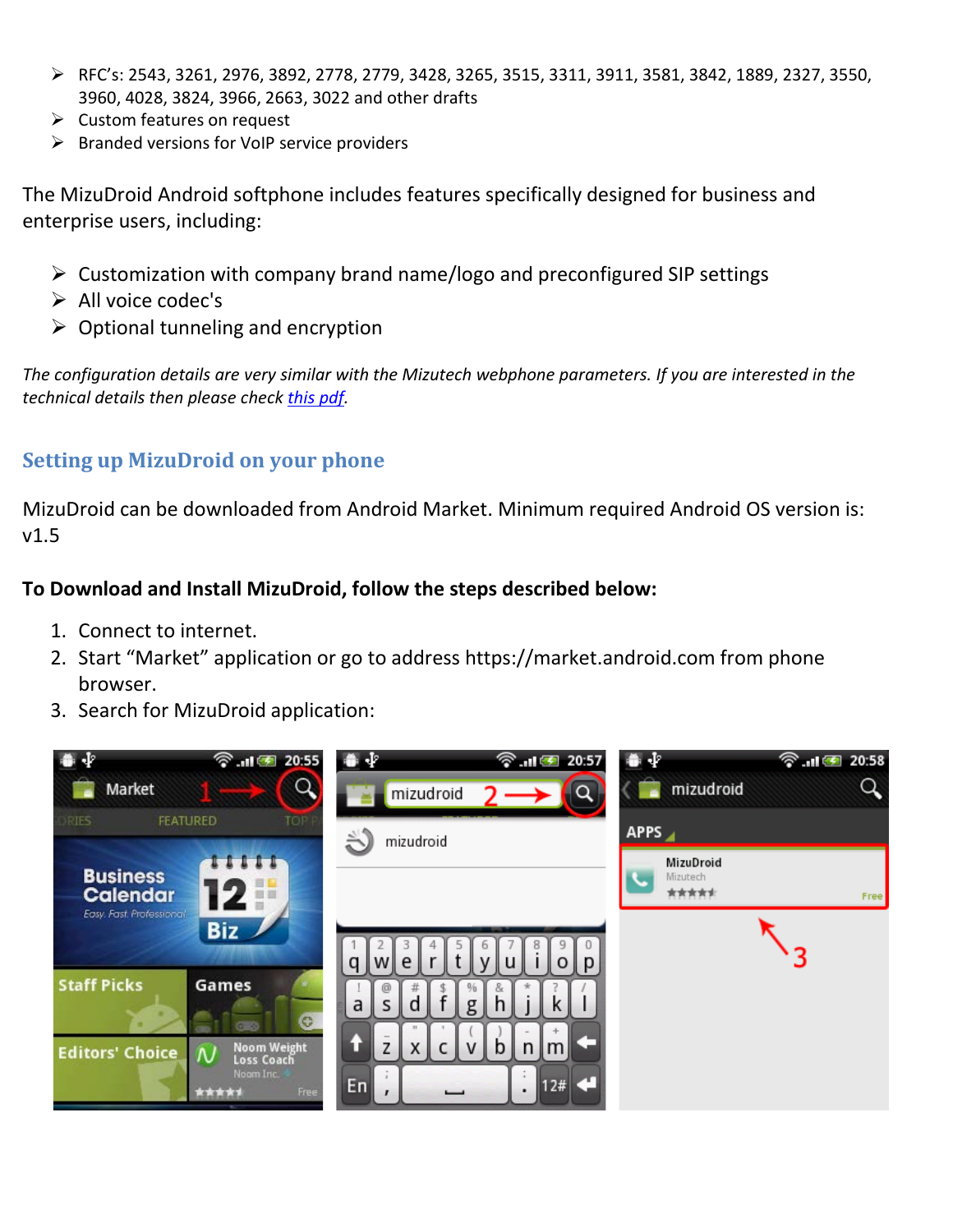- RFC's: 2543, 3261, 2976, 3892, 2778, 2779, 3428, 3265, 3515, 3311, 3911, 3581, 3842, 1889, 2327, 3550, 3960, 4028, 3824, 3966, 2663, 3022 and other drafts
- Custom features on request
- Branded versions for VoIP service providers

The MizuDroid Android softphone includes features specifically designed for business and enterprise users, including:

- Customization with company brand name/logo and preconfigured SIP settings
- All voice codec's
- Optional tunneling and encryption

*The configuration details are very similar with the Mizutech webphone parameters. If you are interested in the technical details then please check [this pdf](this pdf).*

## Setting up MizuDroid on your phone

MizuDroid can be downloaded from Android Market. Minimum required Android OS version is: v1.5

**To Download and Install MizuDroid, follow the steps described below:**

1. Connect to internet.
2. Start "Market" application or go to address https://market.android.com from phone browser.
3. Search for MizuDroid application: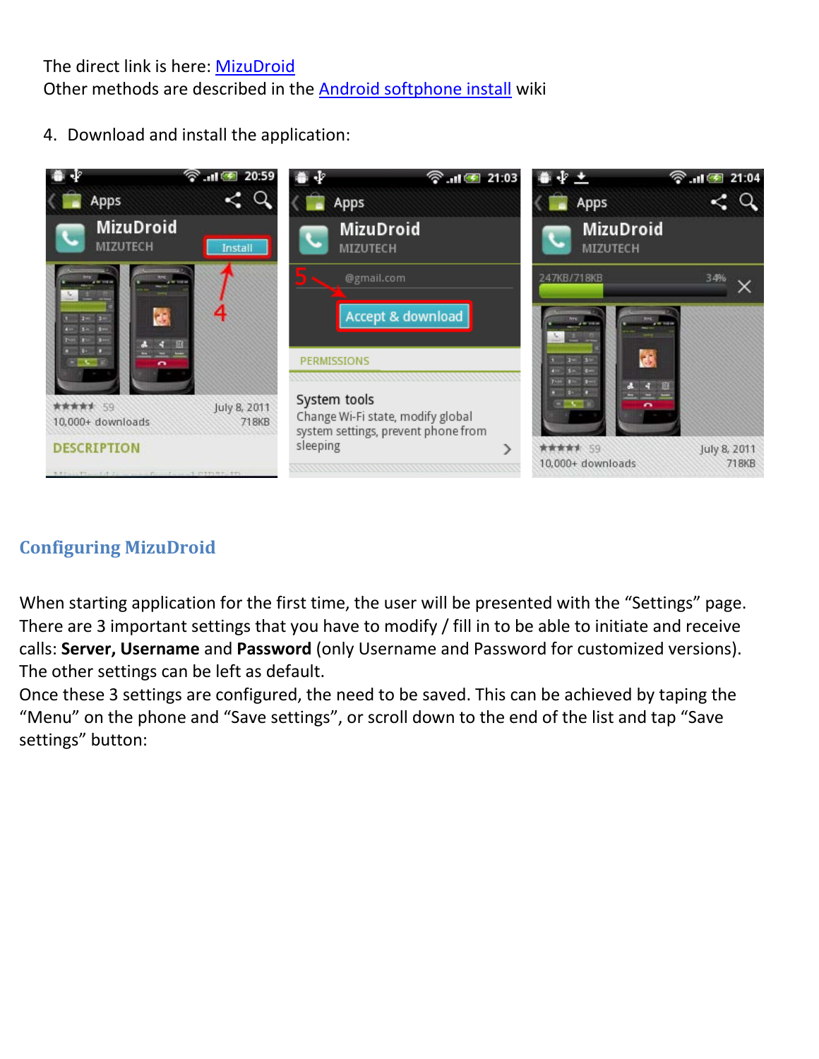The direct link is here: [MizuDroid]
Other methods are described in the [Android softphone install] wiki

4. Download and install the application:

## Configuring MizuDroid

When starting application for the first time, the user will be presented with the "Settings" page. There are 3 important settings that you have to modify / fill in to be able to initiate and receive calls: **Server, Username** and **Password** (only Username and Password for customized versions). The other settings can be left as default.
Once these 3 settings are configured, the need to be saved. This can be achieved by taping the "Menu" on the phone and "Save settings", or scroll down to the end of the list and tap "Save settings" button: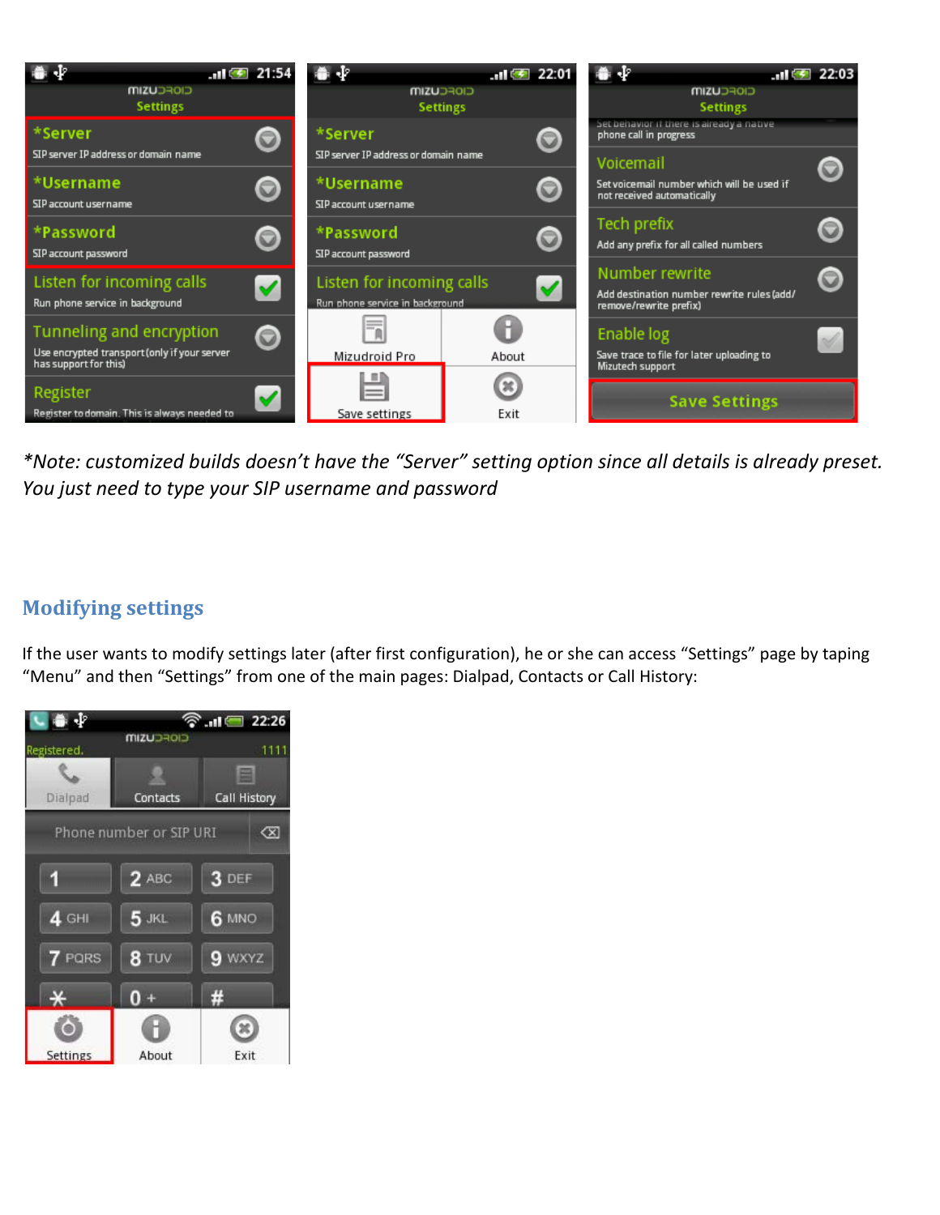*Note: customized builds doesn't have the "Server" setting option since all details is already preset. You just need to type your SIP username and password*

## Modifying settings

If the user wants to modify settings later (after first configuration), he or she can access "Settings" page by taping "Menu" and then "Settings" from one of the main pages: Dialpad, Contacts or Call History: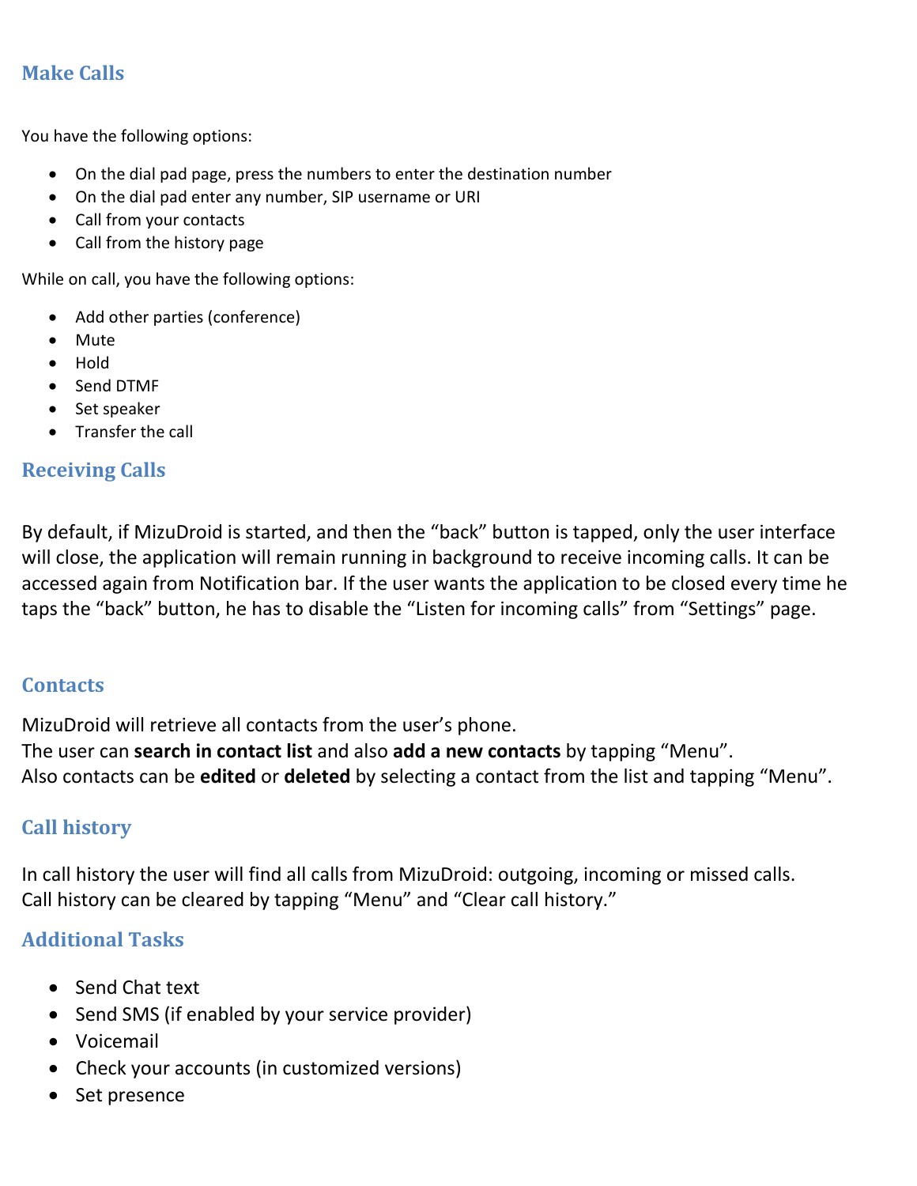## Make Calls

You have the following options:

- On the dial pad page, press the numbers to enter the destination number
- On the dial pad enter any number, SIP username or URI
- Call from your contacts
- Call from the history page

While on call, you have the following options:

- Add other parties (conference)
- Mute
- Hold
- Send DTMF
- Set speaker
- Transfer the call

## Receiving Calls

By default, if MizuDroid is started, and then the “back” button is tapped, only the user interface will close, the application will remain running in background to receive incoming calls. It can be accessed again from Notification bar. If the user wants the application to be closed every time he taps the “back” button, he has to disable the “Listen for incoming calls” from “Settings” page.

## Contacts

MizuDroid will retrieve all contacts from the user’s phone.
The user can **search in contact list** and also **add a new contacts** by tapping “Menu”.
Also contacts can be **edited** or **deleted** by selecting a contact from the list and tapping “Menu”.

## Call history

In call history the user will find all calls from MizuDroid: outgoing, incoming or missed calls.
Call history can be cleared by tapping “Menu” and “Clear call history.”

## Additional Tasks

- Send Chat text
- Send SMS (if enabled by your service provider)
- Voicemail
- Check your accounts (in customized versions)
- Set presence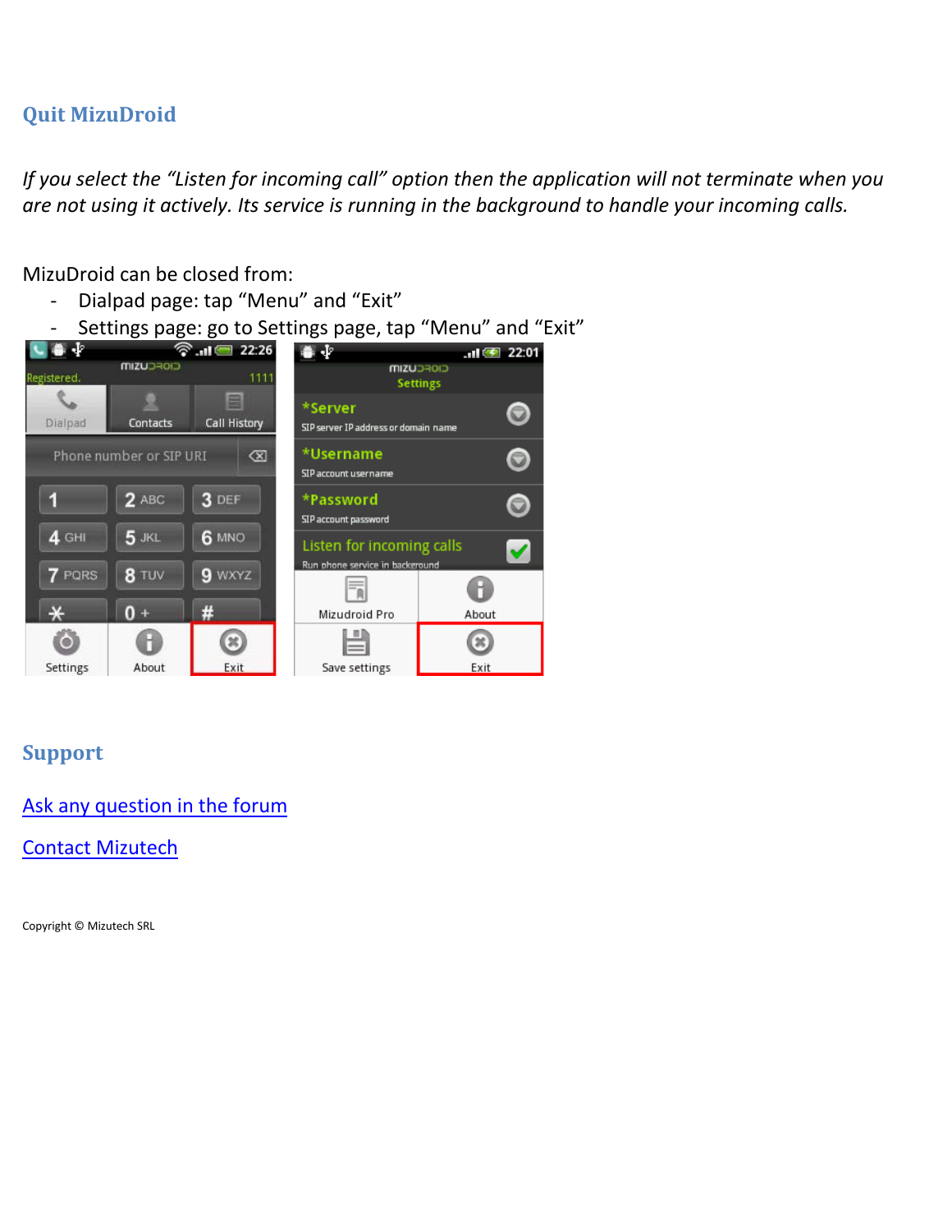## Quit MizuDroid

*If you select the "Listen for incoming call" option then the application will not terminate when you are not using it actively. Its service is running in the background to handle your incoming calls.*

MizuDroid can be closed from:

- Dialpad page: tap "Menu" and "Exit"
- Settings page: go to Settings page, tap "Menu" and "Exit"

## Support

[Ask any question in the forum]()

[Contact Mizutech]()

Copyright © Mizutech SRL